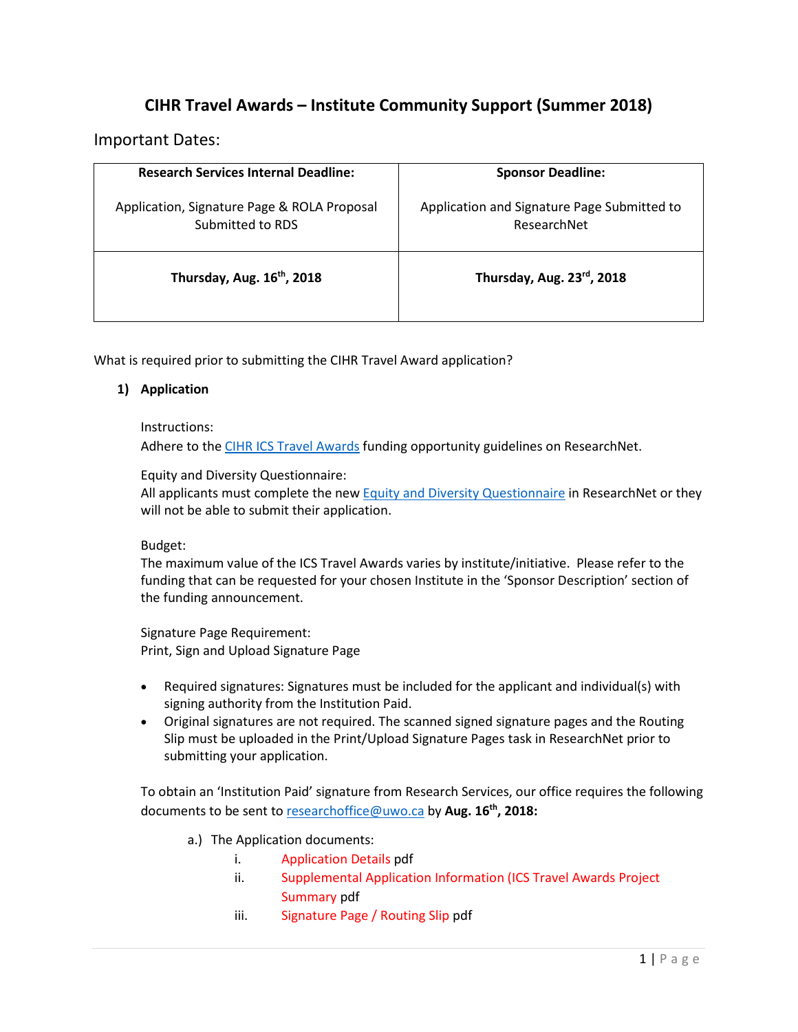# CIHR Travel Awards – Institute Community Support (Summer 2018)

## Important Dates:

| Research Services Internal Deadline: Application, Signature Page & ROLA Proposal Submitted to RDS | Sponsor Deadline: Application and Signature Page Submitted to ResearchNet |
|---|---|
| **Thursday, Aug. 16th, 2018** | **Thursday, Aug. 23rd, 2018** |

What is required prior to submitting the CIHR Travel Award application?

**1) Application**

Instructions:
Adhere to the CIHR ICS Travel Awards funding opportunity guidelines on ResearchNet.

Equity and Diversity Questionnaire:
All applicants must complete the new Equity and Diversity Questionnaire in ResearchNet or they will not be able to submit their application.

Budget:
The maximum value of the ICS Travel Awards varies by institute/initiative. Please refer to the funding that can be requested for your chosen Institute in the 'Sponsor Description' section of the funding announcement.

Signature Page Requirement:
Print, Sign and Upload Signature Page

- Required signatures: Signatures must be included for the applicant and individual(s) with signing authority from the Institution Paid.
- Original signatures are not required. The scanned signed signature pages and the Routing Slip must be uploaded in the Print/Upload Signature Pages task in ResearchNet prior to submitting your application.

To obtain an 'Institution Paid' signature from Research Services, our office requires the following documents to be sent to researchoffice@uwo.ca by **Aug. 16th, 2018:**

a.) The Application documents:

i. Application Details pdf
ii. Supplemental Application Information (ICS Travel Awards Project Summary pdf
iii. Signature Page / Routing Slip pdf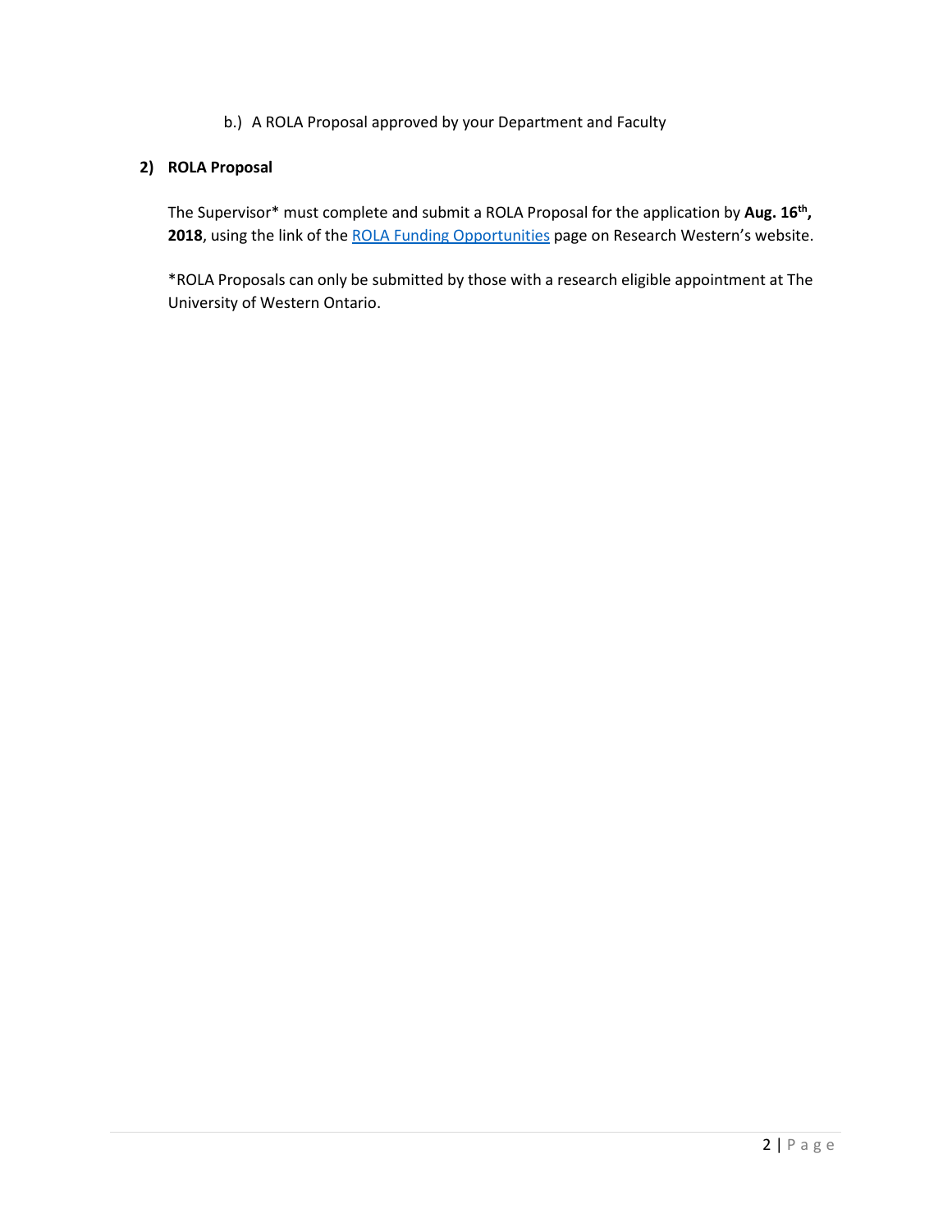b.) A ROLA Proposal approved by your Department and Faculty

**2) ROLA Proposal**

The Supervisor* must complete and submit a ROLA Proposal for the application by **Aug. 16th, 2018**, using the link of the ROLA Funding Opportunities page on Research Western's website.

*ROLA Proposals can only be submitted by those with a research eligible appointment at The University of Western Ontario.